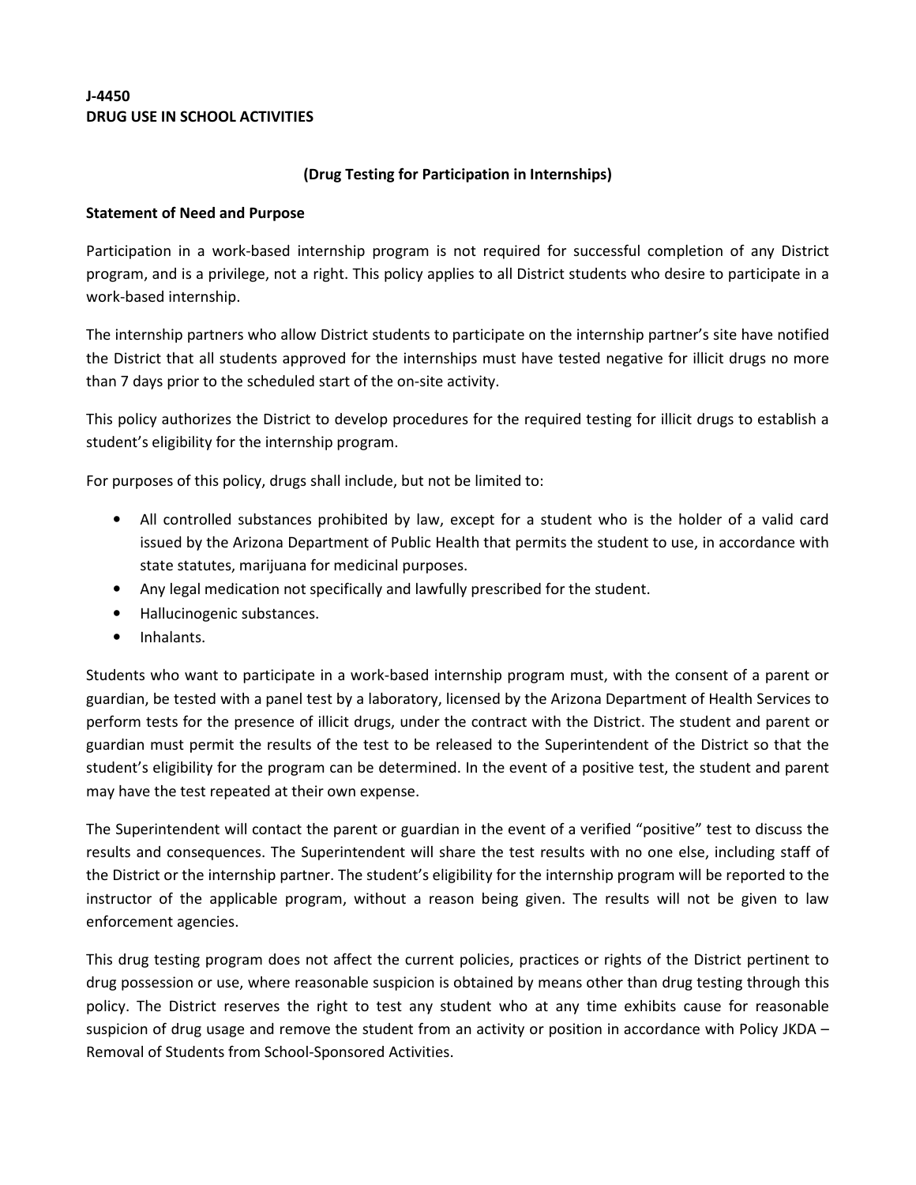**J-4450**
**DRUG USE IN SCHOOL ACTIVITIES**

**(Drug Testing for Participation in Internships)**

**Statement of Need and Purpose**

Participation in a work-based internship program is not required for successful completion of any District program, and is a privilege, not a right. This policy applies to all District students who desire to participate in a work-based internship.

The internship partners who allow District students to participate on the internship partner's site have notified the District that all students approved for the internships must have tested negative for illicit drugs no more than 7 days prior to the scheduled start of the on-site activity.

This policy authorizes the District to develop procedures for the required testing for illicit drugs to establish a student's eligibility for the internship program.

For purposes of this policy, drugs shall include, but not be limited to:

- All controlled substances prohibited by law, except for a student who is the holder of a valid card issued by the Arizona Department of Public Health that permits the student to use, in accordance with state statutes, marijuana for medicinal purposes.
- Any legal medication not specifically and lawfully prescribed for the student.
- Hallucinogenic substances.
- Inhalants.

Students who want to participate in a work-based internship program must, with the consent of a parent or guardian, be tested with a panel test by a laboratory, licensed by the Arizona Department of Health Services to perform tests for the presence of illicit drugs, under the contract with the District. The student and parent or guardian must permit the results of the test to be released to the Superintendent of the District so that the student's eligibility for the program can be determined. In the event of a positive test, the student and parent may have the test repeated at their own expense.

The Superintendent will contact the parent or guardian in the event of a verified "positive" test to discuss the results and consequences. The Superintendent will share the test results with no one else, including staff of the District or the internship partner. The student's eligibility for the internship program will be reported to the instructor of the applicable program, without a reason being given. The results will not be given to law enforcement agencies.

This drug testing program does not affect the current policies, practices or rights of the District pertinent to drug possession or use, where reasonable suspicion is obtained by means other than drug testing through this policy. The District reserves the right to test any student who at any time exhibits cause for reasonable suspicion of drug usage and remove the student from an activity or position in accordance with Policy JKDA – Removal of Students from School-Sponsored Activities.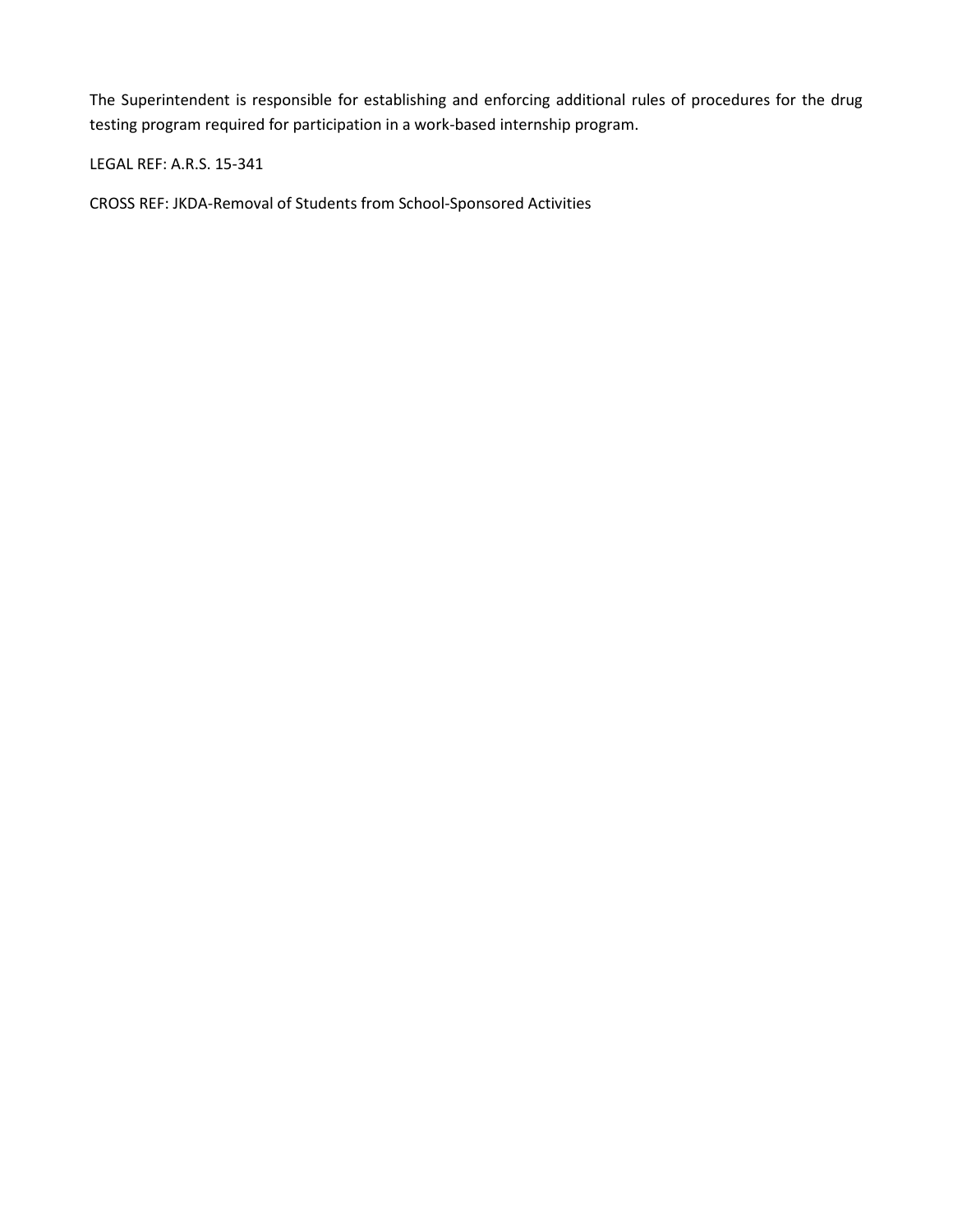The Superintendent is responsible for establishing and enforcing additional rules of procedures for the drug testing program required for participation in a work-based internship program.

LEGAL REF: A.R.S. 15-341

CROSS REF: JKDA-Removal of Students from School-Sponsored Activities